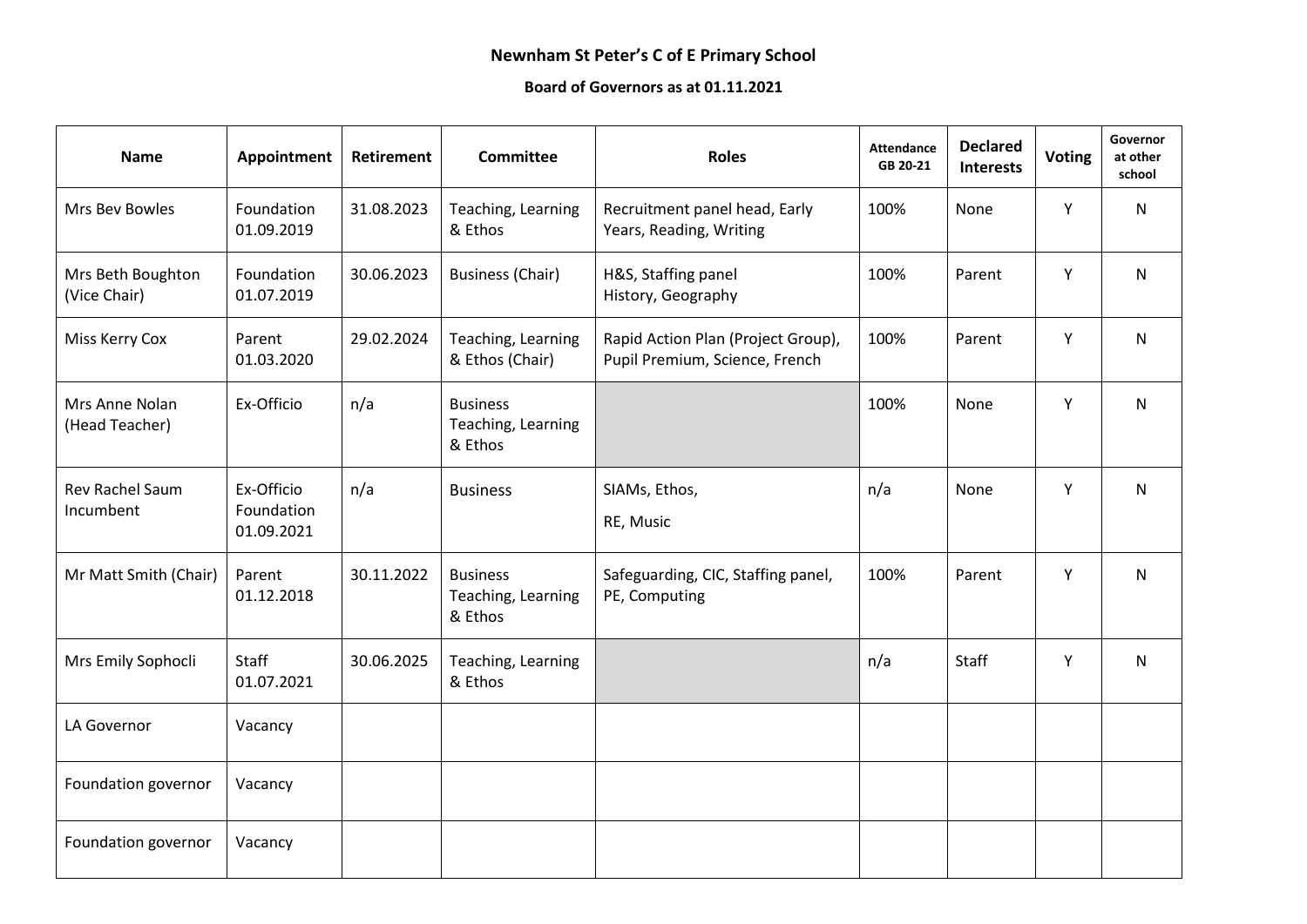**Newnham St Peter's C of E Primary School**

**Board of Governors as at 01.11.2021**

| Name | Appointment | Retirement | Committee | Roles | Attendance GB 20-21 | Declared Interests | Voting | Governor at other school |
|---|---|---|---|---|---|---|---|---|
| Mrs Bev Bowles | Foundation 01.09.2019 | 31.08.2023 | Teaching, Learning & Ethos | Recruitment panel head, Early Years, Reading, Writing | 100% | None | Y | N |
| Mrs Beth Boughton (Vice Chair) | Foundation 01.07.2019 | 30.06.2023 | Business (Chair) | H&S, Staffing panel History, Geography | 100% | Parent | Y | N |
| Miss Kerry Cox | Parent 01.03.2020 | 29.02.2024 | Teaching, Learning & Ethos (Chair) | Rapid Action Plan (Project Group), Pupil Premium, Science, French | 100% | Parent | Y | N |
| Mrs Anne Nolan (Head Teacher) | Ex-Officio | n/a | Business Teaching, Learning & Ethos | | 100% | None | Y | N |
| Rev Rachel Saum Incumbent | Ex-Officio Foundation 01.09.2021 | n/a | Business | SIAMs, Ethos, RE, Music | n/a | None | Y | N |
| Mr Matt Smith (Chair) | Parent 01.12.2018 | 30.11.2022 | Business Teaching, Learning & Ethos | Safeguarding, CIC, Staffing panel, PE, Computing | 100% | Parent | Y | N |
| Mrs Emily Sophocli | Staff 01.07.2021 | 30.06.2025 | Teaching, Learning & Ethos | | n/a | Staff | Y | N |
| LA Governor | Vacancy | | | | | | | |
| Foundation governor | Vacancy | | | | | | | |
| Foundation governor | Vacancy | | | | | | | |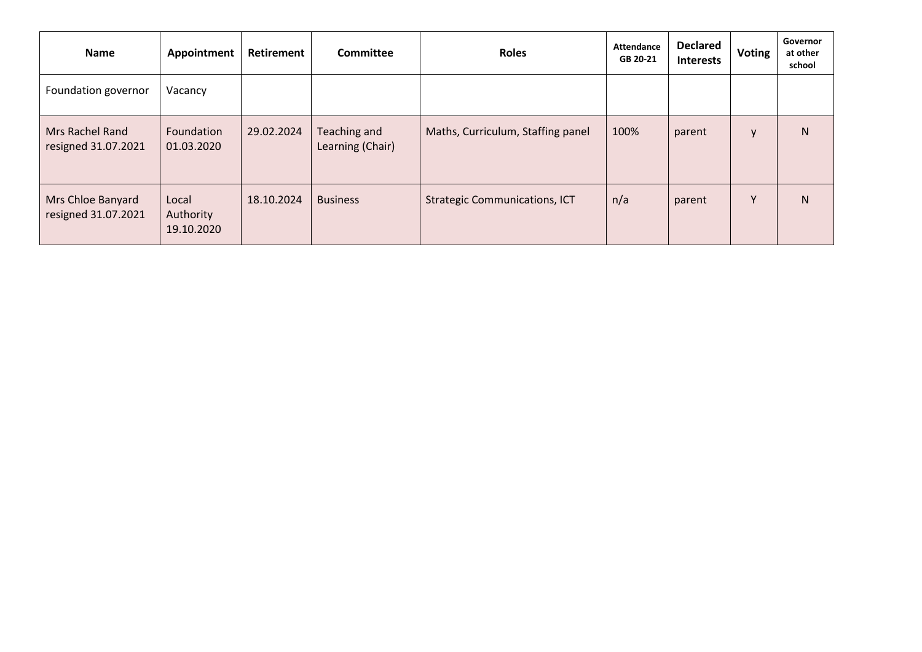| Name | Appointment | Retirement | Committee | Roles | Attendance GB 20-21 | Declared Interests | Voting | Governor at other school |
|---|---|---|---|---|---|---|---|---|
| Foundation governor | Vacancy | | | | | | | |
| Mrs Rachel Rand resigned 31.07.2021 | Foundation 01.03.2020 | 29.02.2024 | Teaching and Learning (Chair) | Maths, Curriculum, Staffing panel | 100% | parent | y | N |
| Mrs Chloe Banyard resigned 31.07.2021 | Local Authority 19.10.2020 | 18.10.2024 | Business | Strategic Communications, ICT | n/a | parent | Y | N |